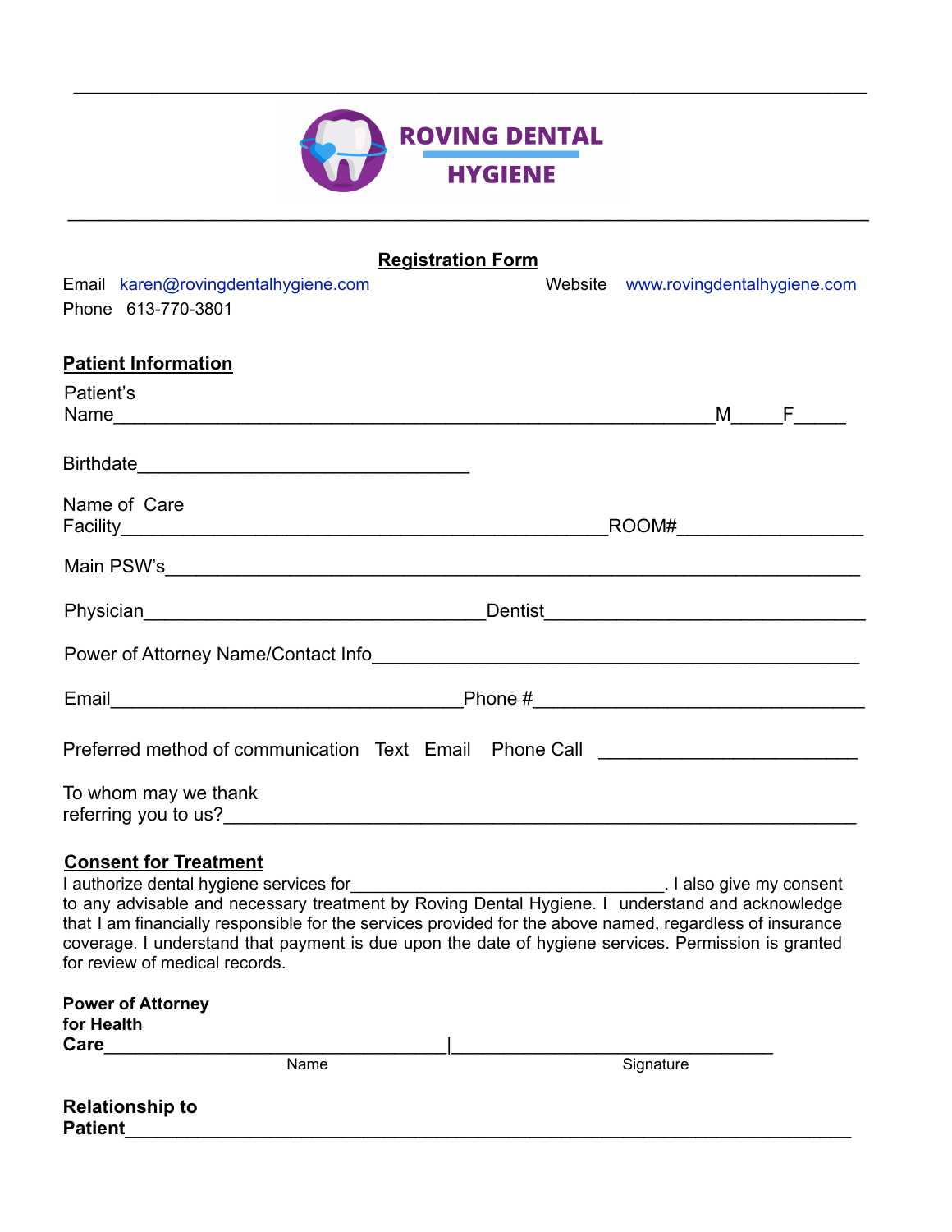---

**ROVING DENTAL HYGIENE**

---

## Registration Form

Email karen@rovingdentalhygiene.com Website www.rovingdentalhygiene.com
Phone 613-770-3801

### Patient Information

Patient's Name_______________________________________________M_____F_____

Birthdate________________________________

Name of Care Facility______________________________________________ROOM#_________________

Main PSW's__________________________________________________________________

Physician_________________________________Dentist______________________________

Power of Attorney Name/Contact Info_______________________________________________

Email__________________________________Phone #________________________________

Preferred method of communication Text Email Phone Call ________________________

To whom may we thank referring you to us?_______________________________________________

### Consent for Treatment

I authorize dental hygiene services for________________________________. I also give my consent to any advisable and necessary treatment by Roving Dental Hygiene. I understand and acknowledge that I am financially responsible for the services provided for the above named, regardless of insurance coverage. I understand that payment is due upon the date of hygiene services. Permission is granted for review of medical records.

**Power of Attorney for Health Care**_________________________________|________________________________

Name Signature

**Relationship to Patient**________________________________________________________________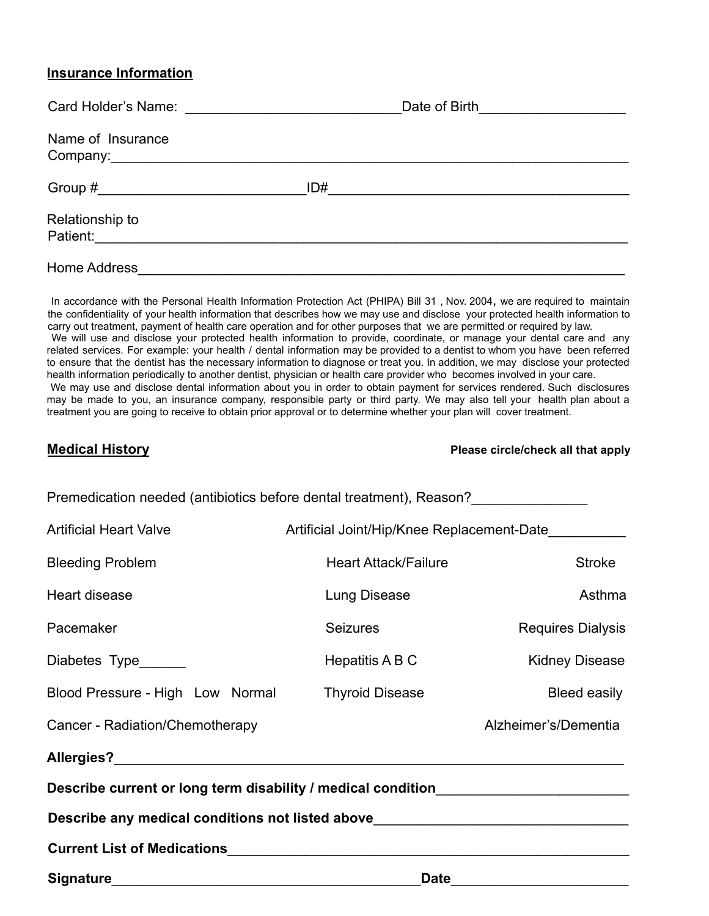## Insurance Information

Card Holder's Name: ____________________________Date of Birth___________________

Name of Insurance Company:___________________________________________________________________

Group #___________________________ID#_______________________________________

Relationship to Patient:_____________________________________________________________________

Home Address_______________________________________________________________

In accordance with the Personal Health Information Protection Act (PHIPA) Bill 31 , Nov. 2004, we are required to maintain the confidentiality of your health information that describes how we may use and disclose your protected health information to carry out treatment, payment of health care operation and for other purposes that we are permitted or required by law.
We will use and disclose your protected health information to provide, coordinate, or manage your dental care and any related services. For example: your health / dental information may be provided to a dentist to whom you have been referred to ensure that the dentist has the necessary information to diagnose or treat you. In addition, we may disclose your protected health information periodically to another dentist, physician or health care provider who becomes involved in your care.
We may use and disclose dental information about you in order to obtain payment for services rendered. Such disclosures may be made to you, an insurance company, responsible party or third party. We may also tell your health plan about a treatment you are going to receive to obtain prior approval or to determine whether your plan will cover treatment.

## Medical History

**Please circle/check all that apply**

Premedication needed (antibiotics before dental treatment), Reason?_______________

Artificial Heart Valve

Artificial Joint/Hip/Knee Replacement-Date__________

| | | |
|---|---|---|
| Bleeding Problem | Heart Attack/Failure | Stroke |
| Heart disease | Lung Disease | Asthma |
| Pacemaker | Seizures | Requires Dialysis |
| Diabetes Type______ | Hepatitis A B C | Kidney Disease |
| Blood Pressure - High Low Normal | Thyroid Disease | Bleed easily |
| Cancer - Radiation/Chemotherapy | | Alzheimer's/Dementia |

**Allergies?**______________________________________________________________________

**Describe current or long term disability / medical condition**_________________________

**Describe any medical conditions not listed above**_________________________________

**Current List of Medications**_______________________________________________________

**Signature**_________________________________________**Date**________________________